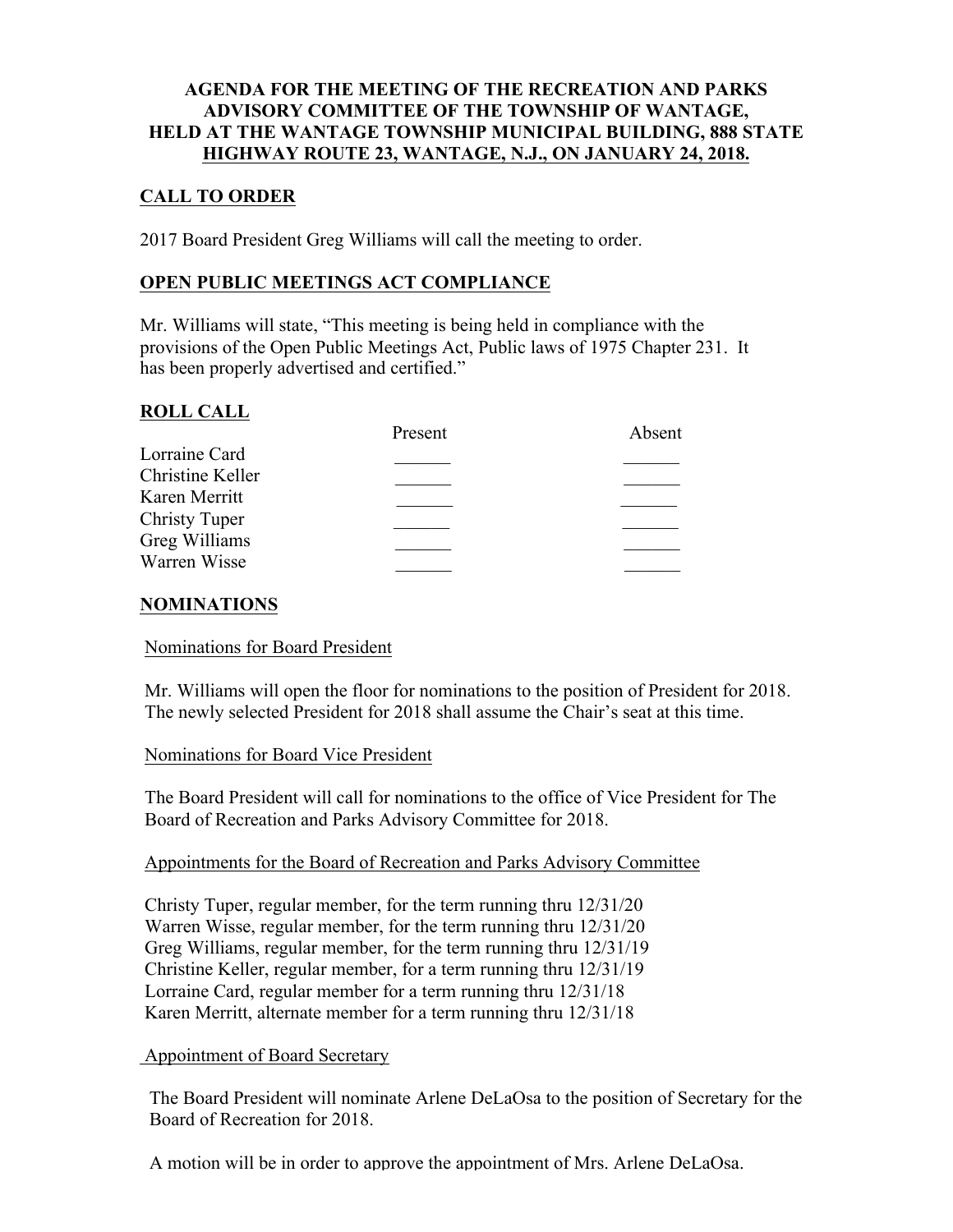**AGENDA FOR THE MEETING OF THE RECREATION AND PARKS ADVISORY COMMITTEE OF THE TOWNSHIP OF WANTAGE, HELD AT THE WANTAGE TOWNSHIP MUNICIPAL BUILDING, 888 STATE HIGHWAY ROUTE 23, WANTAGE, N.J., ON JANUARY 24, 2018.**

## CALL TO ORDER

2017 Board President Greg Williams will call the meeting to order.

## OPEN PUBLIC MEETINGS ACT COMPLIANCE

Mr. Williams will state, "This meeting is being held in compliance with the provisions of the Open Public Meetings Act, Public laws of 1975 Chapter 231. It has been properly advertised and certified."

## ROLL CALL

| | Present | Absent |
|---|---|---|
| Lorraine Card | ______ | ______ |
| Christine Keller | ______ | ______ |
| Karen Merritt | ______ | ______ |
| Christy Tuper | ______ | ______ |
| Greg Williams | ______ | ______ |
| Warren Wisse | ______ | ______ |

## NOMINATIONS

### Nominations for Board President

Mr. Williams will open the floor for nominations to the position of President for 2018. The newly selected President for 2018 shall assume the Chair's seat at this time.

### Nominations for Board Vice President

The Board President will call for nominations to the office of Vice President for The Board of Recreation and Parks Advisory Committee for 2018.

### Appointments for the Board of Recreation and Parks Advisory Committee

Christy Tuper, regular member, for the term running thru 12/31/20
Warren Wisse, regular member, for the term running thru 12/31/20
Greg Williams, regular member, for the term running thru 12/31/19
Christine Keller, regular member, for a term running thru 12/31/19
Lorraine Card, regular member for a term running thru 12/31/18
Karen Merritt, alternate member for a term running thru 12/31/18

### Appointment of Board Secretary

The Board President will nominate Arlene DeLaOsa to the position of Secretary for the Board of Recreation for 2018.

A motion will be in order to approve the appointment of Mrs. Arlene DeLaOsa.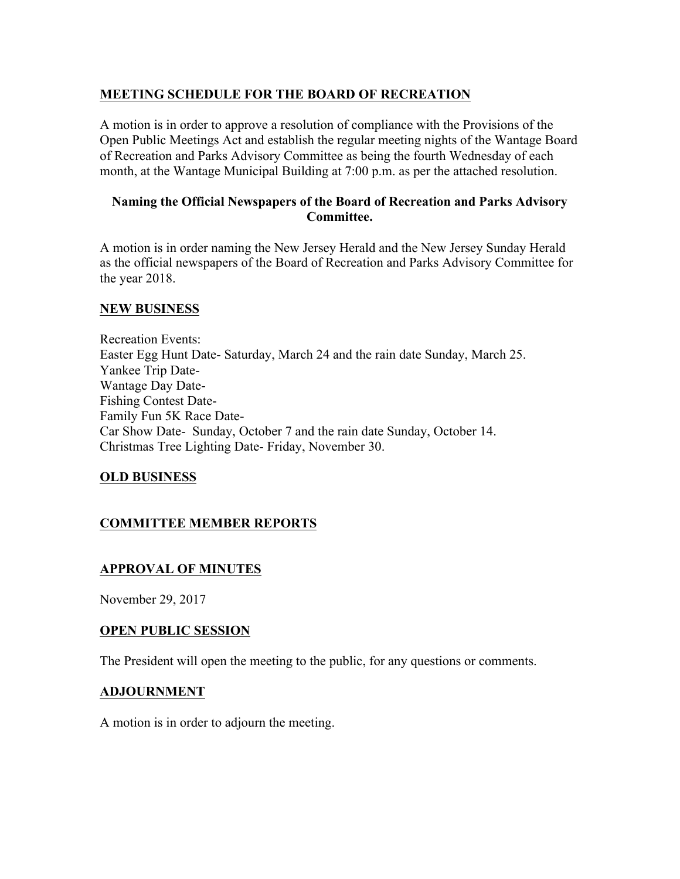**MEETING SCHEDULE FOR THE BOARD OF RECREATION**

A motion is in order to approve a resolution of compliance with the Provisions of the Open Public Meetings Act and establish the regular meeting nights of the Wantage Board of Recreation and Parks Advisory Committee as being the fourth Wednesday of each month, at the Wantage Municipal Building at 7:00 p.m. as per the attached resolution.

**Naming the Official Newspapers of the Board of Recreation and Parks Advisory Committee.**

A motion is in order naming the New Jersey Herald and the New Jersey Sunday Herald as the official newspapers of the Board of Recreation and Parks Advisory Committee for the year 2018.

**NEW BUSINESS**

Recreation Events:
Easter Egg Hunt Date- Saturday, March 24 and the rain date Sunday, March 25.
Yankee Trip Date-
Wantage Day Date-
Fishing Contest Date-
Family Fun 5K Race Date-
Car Show Date- Sunday, October 7 and the rain date Sunday, October 14.
Christmas Tree Lighting Date- Friday, November 30.

**OLD BUSINESS**

**COMMITTEE MEMBER REPORTS**

**APPROVAL OF MINUTES**

November 29, 2017

**OPEN PUBLIC SESSION**

The President will open the meeting to the public, for any questions or comments.

**ADJOURNMENT**

A motion is in order to adjourn the meeting.